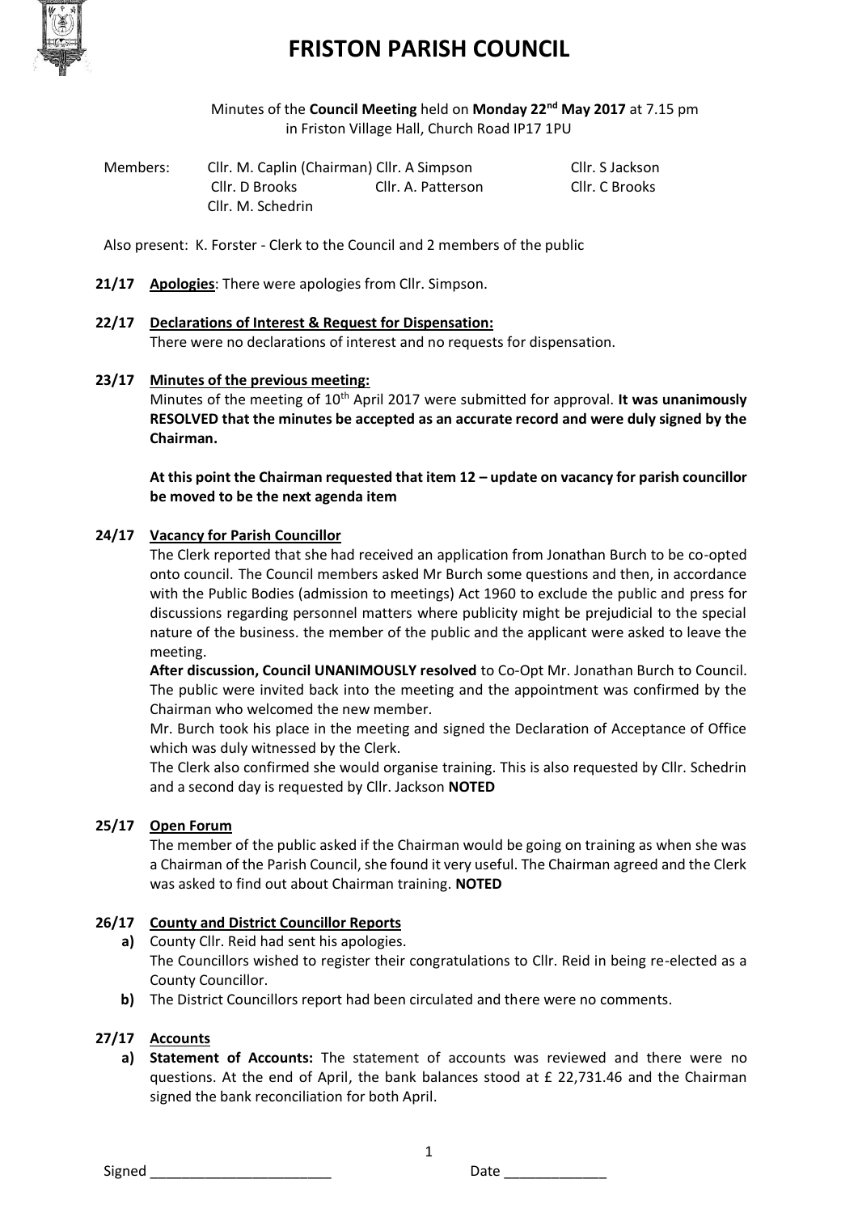# FRISTON PARISH COUNCIL

Minutes of the **Council Meeting** held on **Monday 22nd May 2017** at 7.15 pm in Friston Village Hall, Church Road IP17 1PU

Members: Cllr. M. Caplin (Chairman) Cllr. A Simpson Cllr. S Jackson Cllr. D Brooks Cllr. A. Patterson Cllr. C Brooks Cllr. M. Schedrin

Also present: K. Forster - Clerk to the Council and 2 members of the public

**21/17** **Apologies**: There were apologies from Cllr. Simpson.

**22/17** **Declarations of Interest & Request for Dispensation:**

There were no declarations of interest and no requests for dispensation.

**23/17** **Minutes of the previous meeting:**

Minutes of the meeting of 10th April 2017 were submitted for approval. **It was unanimously RESOLVED that the minutes be accepted as an accurate record and were duly signed by the Chairman.**

**At this point the Chairman requested that item 12 – update on vacancy for parish councillor be moved to be the next agenda item**

**24/17** **Vacancy for Parish Councillor**

The Clerk reported that she had received an application from Jonathan Burch to be co-opted onto council. The Council members asked Mr Burch some questions and then, in accordance with the Public Bodies (admission to meetings) Act 1960 to exclude the public and press for discussions regarding personnel matters where publicity might be prejudicial to the special nature of the business. the member of the public and the applicant were asked to leave the meeting.

**After discussion, Council UNANIMOUSLY resolved** to Co-Opt Mr. Jonathan Burch to Council. The public were invited back into the meeting and the appointment was confirmed by the Chairman who welcomed the new member.

Mr. Burch took his place in the meeting and signed the Declaration of Acceptance of Office which was duly witnessed by the Clerk.

The Clerk also confirmed she would organise training. This is also requested by Cllr. Schedrin and a second day is requested by Cllr. Jackson **NOTED**

**25/17** **Open Forum**

The member of the public asked if the Chairman would be going on training as when she was a Chairman of the Parish Council, she found it very useful. The Chairman agreed and the Clerk was asked to find out about Chairman training. **NOTED**

**26/17** **County and District Councillor Reports**

**a)** County Cllr. Reid had sent his apologies.
The Councillors wished to register their congratulations to Cllr. Reid in being re-elected as a County Councillor.

**b)** The District Councillors report had been circulated and there were no comments.

**27/17** **Accounts**

**a)** **Statement of Accounts:** The statement of accounts was reviewed and there were no questions. At the end of April, the bank balances stood at £ 22,731.46 and the Chairman signed the bank reconciliation for both April.

Signed \_\_\_\_\_\_\_\_\_\_\_\_\_\_\_\_\_\_\_\_\_\_\_ Date \_\_\_\_\_\_\_\_\_\_\_\_\_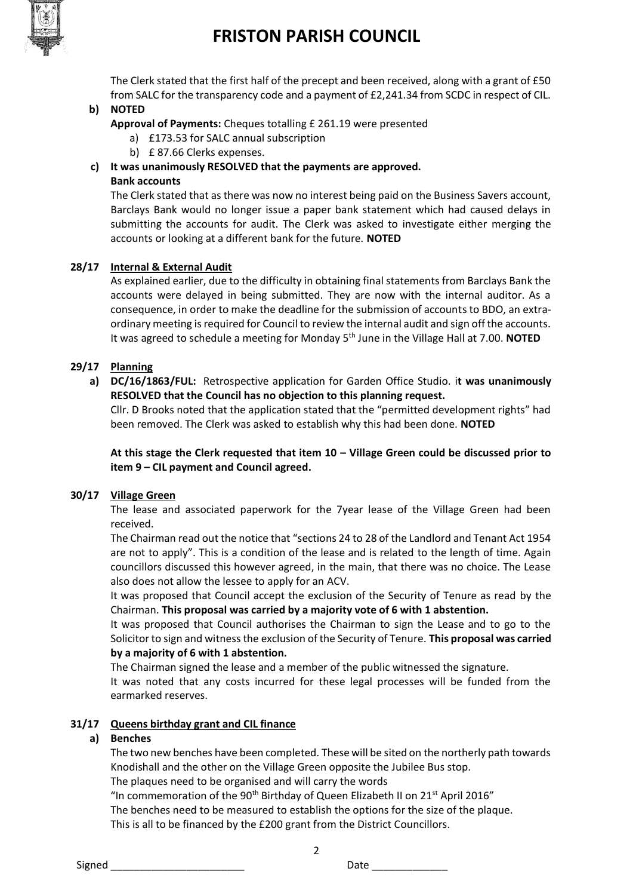The Clerk stated that the first half of the precept and been received, along with a grant of £50 from SALC for the transparency code and a payment of £2,241.34 from SCDC in respect of CIL.

**b) NOTED**

**Approval of Payments:** Cheques totalling £ 261.19 were presented

a) £173.53 for SALC annual subscription
b) £ 87.66 Clerks expenses.

**c) It was unanimously RESOLVED that the payments are approved.**

**Bank accounts**

The Clerk stated that as there was now no interest being paid on the Business Savers account, Barclays Bank would no longer issue a paper bank statement which had caused delays in submitting the accounts for audit. The Clerk was asked to investigate either merging the accounts or looking at a different bank for the future. **NOTED**

**28/17 Internal & External Audit**

As explained earlier, due to the difficulty in obtaining final statements from Barclays Bank the accounts were delayed in being submitted. They are now with the internal auditor. As a consequence, in order to make the deadline for the submission of accounts to BDO, an extra-ordinary meeting is required for Council to review the internal audit and sign off the accounts. It was agreed to schedule a meeting for Monday 5th June in the Village Hall at 7.00. **NOTED**

**29/17 Planning**

**a) DC/16/1863/FUL:** Retrospective application for Garden Office Studio. i**t was unanimously RESOLVED that the Council has no objection to this planning request.**

Cllr. D Brooks noted that the application stated that the "permitted development rights" had been removed. The Clerk was asked to establish why this had been done. **NOTED**

**At this stage the Clerk requested that item 10 – Village Green could be discussed prior to item 9 – CIL payment and Council agreed.**

**30/17 Village Green**

The lease and associated paperwork for the 7year lease of the Village Green had been received.

The Chairman read out the notice that "sections 24 to 28 of the Landlord and Tenant Act 1954 are not to apply". This is a condition of the lease and is related to the length of time. Again councillors discussed this however agreed, in the main, that there was no choice. The Lease also does not allow the lessee to apply for an ACV.

It was proposed that Council accept the exclusion of the Security of Tenure as read by the Chairman. **This proposal was carried by a majority vote of 6 with 1 abstention.**

It was proposed that Council authorises the Chairman to sign the Lease and to go to the Solicitor to sign and witness the exclusion of the Security of Tenure. **This proposal was carried by a majority of 6 with 1 abstention.**

The Chairman signed the lease and a member of the public witnessed the signature.

It was noted that any costs incurred for these legal processes will be funded from the earmarked reserves.

**31/17 Queens birthday grant and CIL finance**

**a) Benches**

The two new benches have been completed. These will be sited on the northerly path towards Knodishall and the other on the Village Green opposite the Jubilee Bus stop.

The plaques need to be organised and will carry the words

"In commemoration of the 90th Birthday of Queen Elizabeth II on 21st April 2016"

The benches need to be measured to establish the options for the size of the plaque.

This is all to be financed by the £200 grant from the District Councillors.

Signed _______________________ Date _____________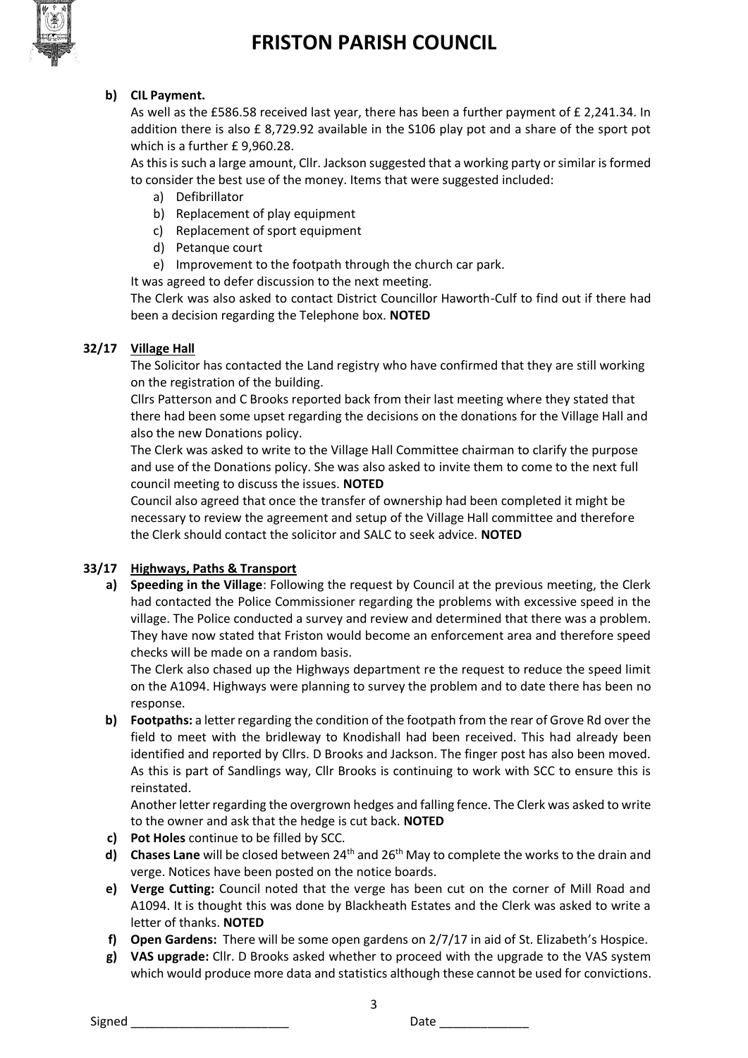**b) CIL Payment.**

As well as the £586.58 received last year, there has been a further payment of £ 2,241.34. In addition there is also £ 8,729.92 available in the S106 play pot and a share of the sport pot which is a further £ 9,960.28.

As this is such a large amount, Cllr. Jackson suggested that a working party or similar is formed to consider the best use of the money. Items that were suggested included:

a) Defibrillator
b) Replacement of play equipment
c) Replacement of sport equipment
d) Petanque court
e) Improvement to the footpath through the church car park.

It was agreed to defer discussion to the next meeting.

The Clerk was also asked to contact District Councillor Haworth-Culf to find out if there had been a decision regarding the Telephone box. **NOTED**

**32/17 Village Hall**

The Solicitor has contacted the Land registry who have confirmed that they are still working on the registration of the building.

Cllrs Patterson and C Brooks reported back from their last meeting where they stated that there had been some upset regarding the decisions on the donations for the Village Hall and also the new Donations policy.

The Clerk was asked to write to the Village Hall Committee chairman to clarify the purpose and use of the Donations policy. She was also asked to invite them to come to the next full council meeting to discuss the issues. **NOTED**

Council also agreed that once the transfer of ownership had been completed it might be necessary to review the agreement and setup of the Village Hall committee and therefore the Clerk should contact the solicitor and SALC to seek advice. **NOTED**

**33/17 Highways, Paths & Transport**

**a) Speeding in the Village**: Following the request by Council at the previous meeting, the Clerk had contacted the Police Commissioner regarding the problems with excessive speed in the village. The Police conducted a survey and review and determined that there was a problem. They have now stated that Friston would become an enforcement area and therefore speed checks will be made on a random basis.

The Clerk also chased up the Highways department re the request to reduce the speed limit on the A1094. Highways were planning to survey the problem and to date there has been no response.

**b) Footpaths:** a letter regarding the condition of the footpath from the rear of Grove Rd over the field to meet with the bridleway to Knodishall had been received. This had already been identified and reported by Cllrs. D Brooks and Jackson. The finger post has also been moved. As this is part of Sandlings way, Cllr Brooks is continuing to work with SCC to ensure this is reinstated.

Another letter regarding the overgrown hedges and falling fence. The Clerk was asked to write to the owner and ask that the hedge is cut back. **NOTED**

**c) Pot Holes** continue to be filled by SCC.

**d) Chases Lane** will be closed between 24th and 26th May to complete the works to the drain and verge. Notices have been posted on the notice boards.

**e) Verge Cutting:** Council noted that the verge has been cut on the corner of Mill Road and A1094. It is thought this was done by Blackheath Estates and the Clerk was asked to write a letter of thanks. **NOTED**

**f) Open Gardens:** There will be some open gardens on 2/7/17 in aid of St. Elizabeth's Hospice.

**g) VAS upgrade:** Cllr. D Brooks asked whether to proceed with the upgrade to the VAS system which would produce more data and statistics although these cannot be used for convictions.

Signed _______________________ Date _____________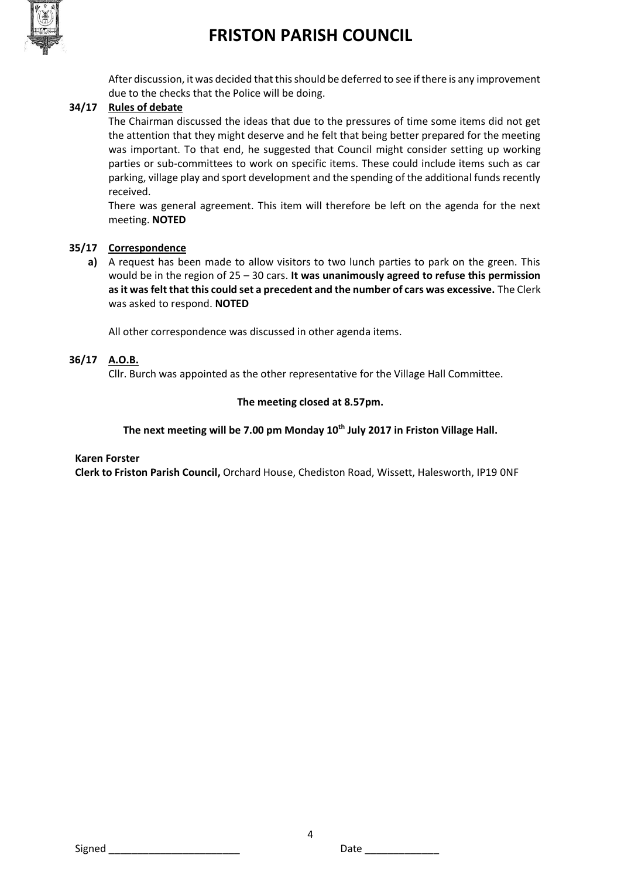After discussion, it was decided that this should be deferred to see if there is any improvement due to the checks that the Police will be doing.

**34/17 Rules of debate**

The Chairman discussed the ideas that due to the pressures of time some items did not get the attention that they might deserve and he felt that being better prepared for the meeting was important. To that end, he suggested that Council might consider setting up working parties or sub-committees to work on specific items. These could include items such as car parking, village play and sport development and the spending of the additional funds recently received.

There was general agreement. This item will therefore be left on the agenda for the next meeting. **NOTED**

**35/17 Correspondence**

**a)** A request has been made to allow visitors to two lunch parties to park on the green. This would be in the region of 25 – 30 cars. **It was unanimously agreed to refuse this permission as it was felt that this could set a precedent and the number of cars was excessive.** The Clerk was asked to respond. **NOTED**

All other correspondence was discussed in other agenda items.

**36/17 A.O.B.**

Cllr. Burch was appointed as the other representative for the Village Hall Committee.

**The meeting closed at 8.57pm.**

**The next meeting will be 7.00 pm Monday 10th July 2017 in Friston Village Hall.**

**Karen Forster**

**Clerk to Friston Parish Council,** Orchard House, Chediston Road, Wissett, Halesworth, IP19 0NF

Signed _______________________ Date _____________